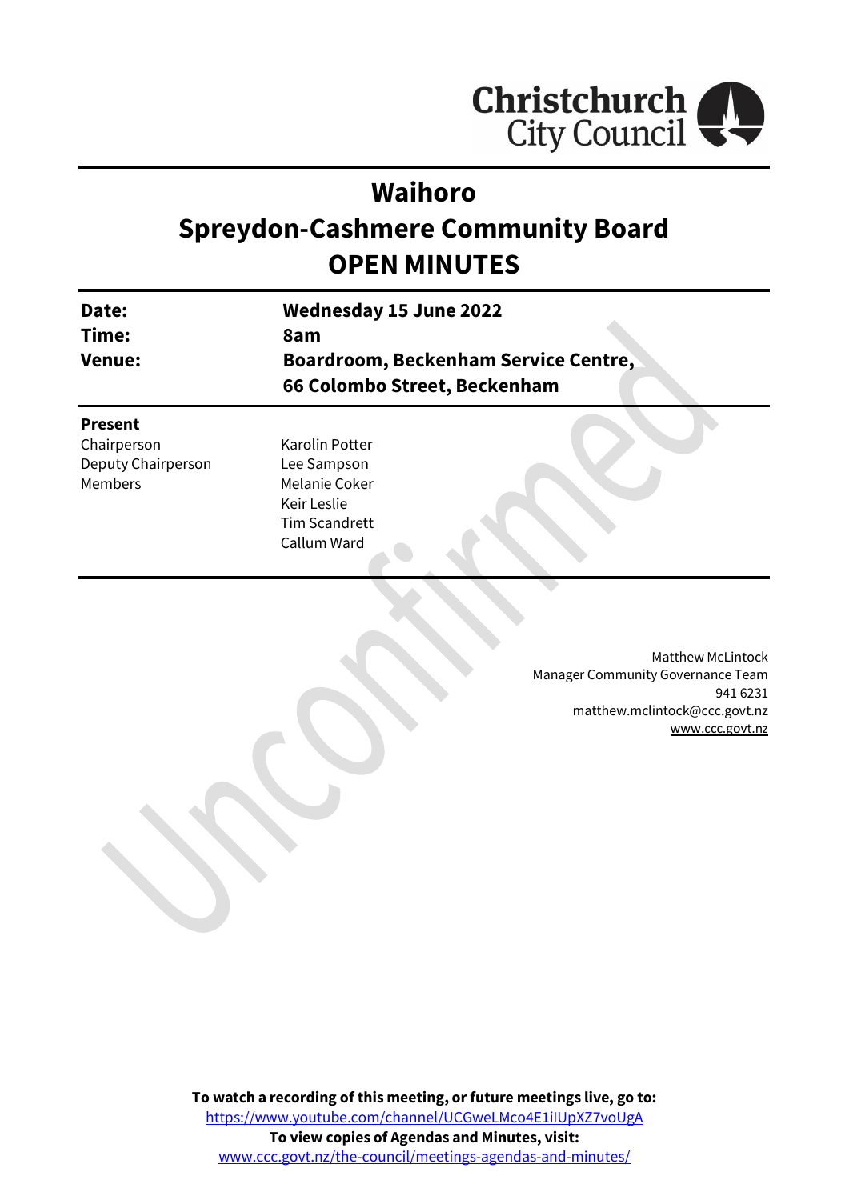Christchurch City Council

# Waihoro
# Spreydon-Cashmere Community Board
# OPEN MINUTES

| | |
|---|---|
| **Date:** | **Wednesday 15 June 2022** |
| **Time:** | **8am** |
| **Venue:** | **Boardroom, Beckenham Service Centre, 66 Colombo Street, Beckenham** |

**Present**

| | |
|---|---|
| Chairperson | Karolin Potter |
| Deputy Chairperson | Lee Sampson |
| Members | Melanie Coker |
| | Keir Leslie |
| | Tim Scandrett |
| | Callum Ward |

Matthew McLintock
Manager Community Governance Team
941 6231
matthew.mclintock@ccc.govt.nz
www.ccc.govt.nz

**To watch a recording of this meeting, or future meetings live, go to:**
https://www.youtube.com/channel/UCGweLMco4E1iIUpXZ7voUgA
**To view copies of Agendas and Minutes, visit:**
www.ccc.govt.nz/the-council/meetings-agendas-and-minutes/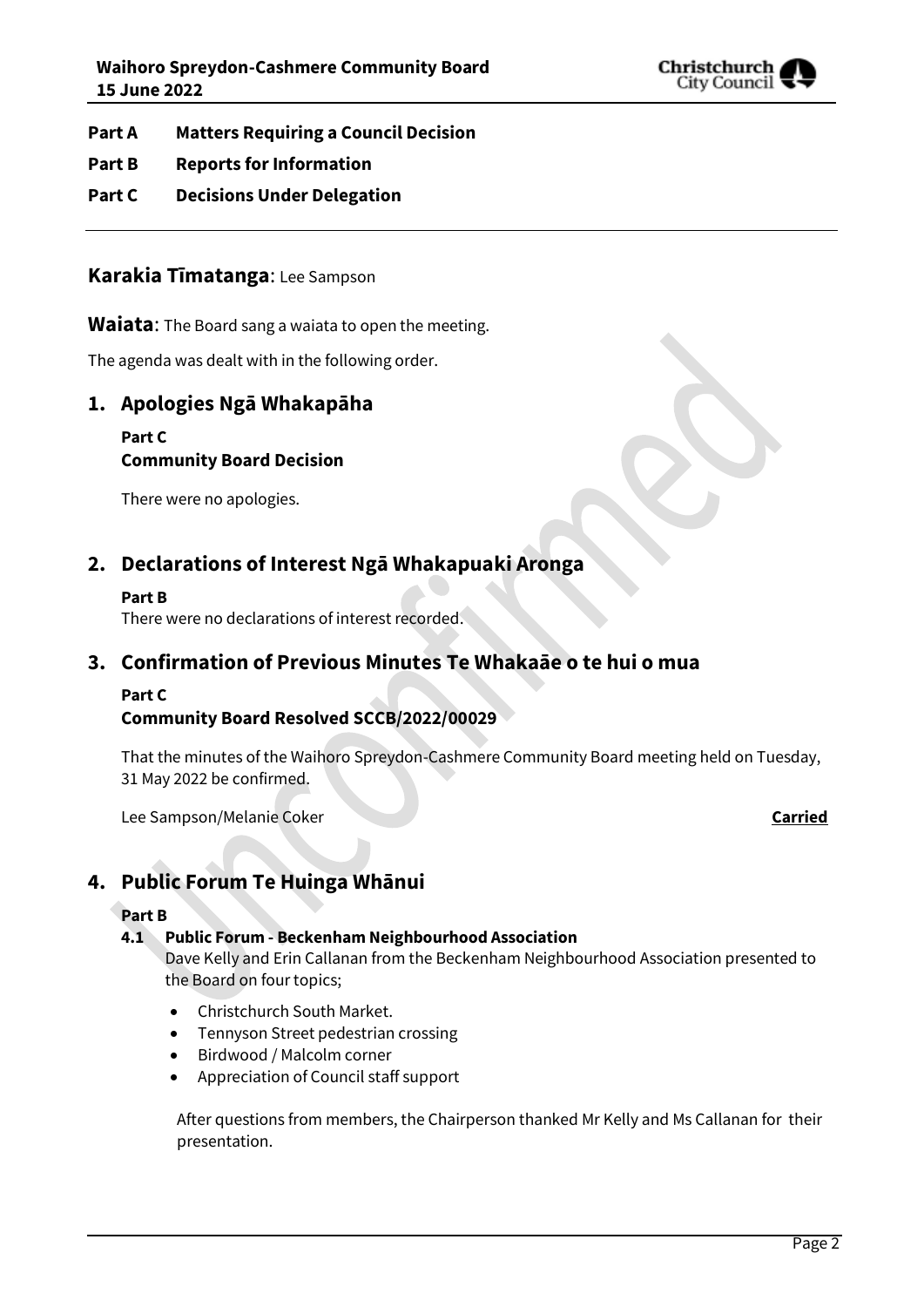**Part A Matters Requiring a Council Decision**

**Part B Reports for Information**

**Part C Decisions Under Delegation**

---

## Karakia Tīmatanga: Lee Sampson

**Waiata**: The Board sang a waiata to open the meeting.

The agenda was dealt with in the following order.

## 1. Apologies Ngā Whakapāha

**Part C**
**Community Board Decision**

There were no apologies.

## 2. Declarations of Interest Ngā Whakapuaki Aronga

**Part B**
There were no declarations of interest recorded.

## 3. Confirmation of Previous Minutes Te Whakaāe o te hui o mua

**Part C**
**Community Board Resolved SCCB/2022/00029**

That the minutes of the Waihoro Spreydon-Cashmere Community Board meeting held on Tuesday, 31 May 2022 be confirmed.

Lee Sampson/Melanie Coker **Carried**

## 4. Public Forum Te Huinga Whānui

**Part B**

**4.1 Public Forum - Beckenham Neighbourhood Association**

Dave Kelly and Erin Callanan from the Beckenham Neighbourhood Association presented to the Board on four topics;

- Christchurch South Market.
- Tennyson Street pedestrian crossing
- Birdwood / Malcolm corner
- Appreciation of Council staff support

After questions from members, the Chairperson thanked Mr Kelly and Ms Callanan for their presentation.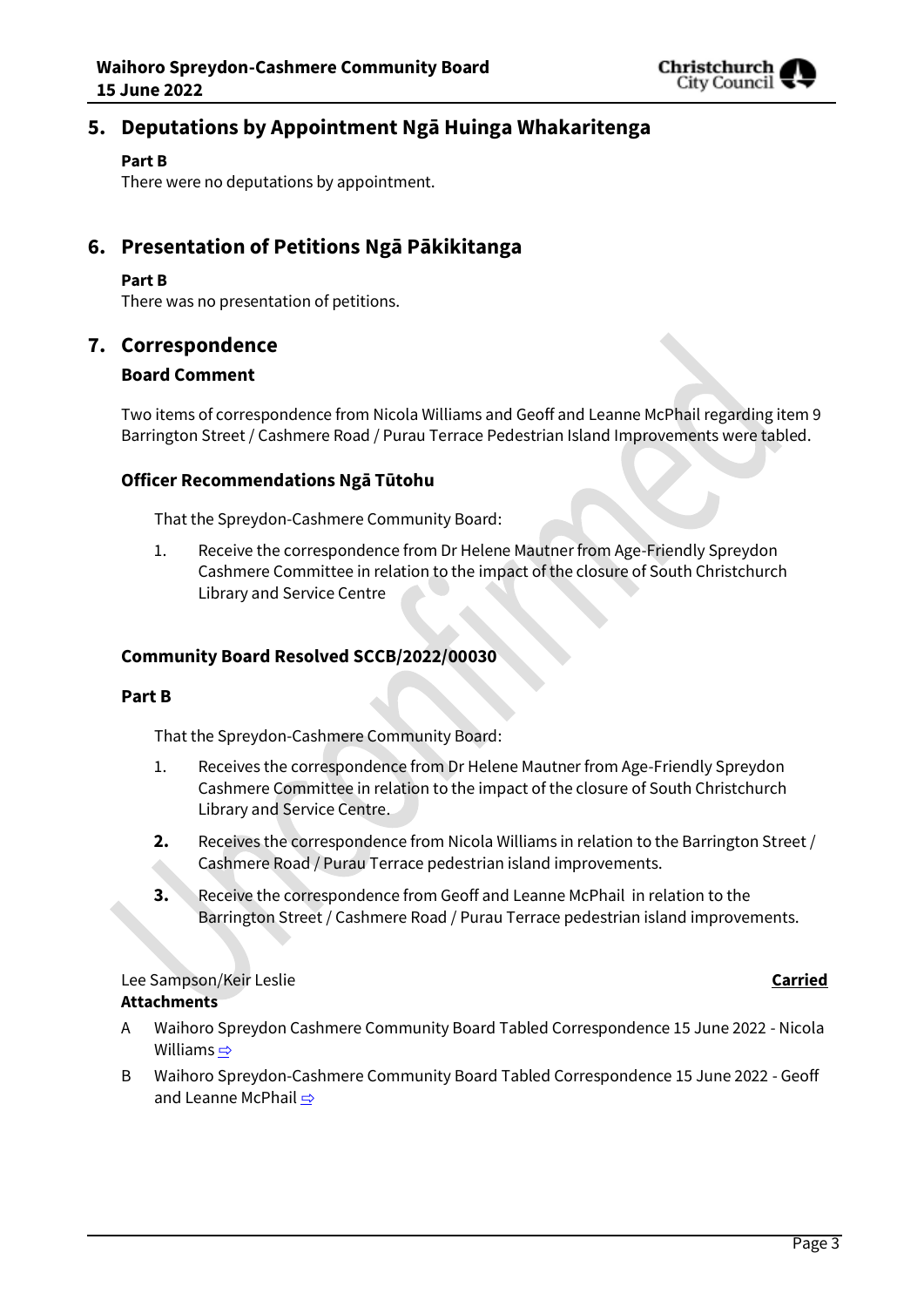## 5. Deputations by Appointment Ngā Huinga Whakaritenga

**Part B**

There were no deputations by appointment.

## 6. Presentation of Petitions Ngā Pākikitanga

**Part B**

There was no presentation of petitions.

## 7. Correspondence

### Board Comment

Two items of correspondence from Nicola Williams and Geoff and Leanne McPhail regarding item 9 Barrington Street / Cashmere Road / Purau Terrace Pedestrian Island Improvements were tabled.

### Officer Recommendations Ngā Tūtohu

That the Spreydon-Cashmere Community Board:

1. Receive the correspondence from Dr Helene Mautner from Age-Friendly Spreydon Cashmere Committee in relation to the impact of the closure of South Christchurch Library and Service Centre

### Community Board Resolved SCCB/2022/00030

**Part B**

That the Spreydon-Cashmere Community Board:

1. Receives the correspondence from Dr Helene Mautner from Age-Friendly Spreydon Cashmere Committee in relation to the impact of the closure of South Christchurch Library and Service Centre.
2. Receives the correspondence from Nicola Williams in relation to the Barrington Street / Cashmere Road / Purau Terrace pedestrian island improvements.
3. Receive the correspondence from Geoff and Leanne McPhail in relation to the Barrington Street / Cashmere Road / Purau Terrace pedestrian island improvements.

Lee Sampson/Keir Leslie **Carried**

**Attachments**

A Waihoro Spreydon Cashmere Community Board Tabled Correspondence 15 June 2022 - Nicola Williams ⇨

B Waihoro Spreydon-Cashmere Community Board Tabled Correspondence 15 June 2022 - Geoff and Leanne McPhail ⇨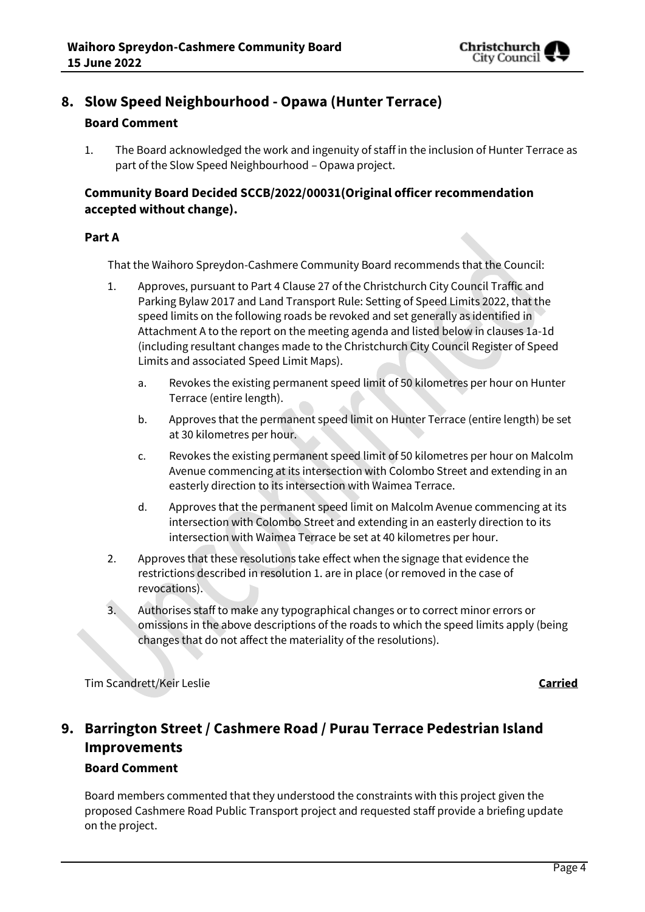## 8. Slow Speed Neighbourhood - Opawa (Hunter Terrace)

### Board Comment

1. The Board acknowledged the work and ingenuity of staff in the inclusion of Hunter Terrace as part of the Slow Speed Neighbourhood – Opawa project.

### Community Board Decided SCCB/2022/00031(Original officer recommendation accepted without change).

#### Part A

That the Waihoro Spreydon-Cashmere Community Board recommends that the Council:

1. Approves, pursuant to Part 4 Clause 27 of the Christchurch City Council Traffic and Parking Bylaw 2017 and Land Transport Rule: Setting of Speed Limits 2022, that the speed limits on the following roads be revoked and set generally as identified in Attachment A to the report on the meeting agenda and listed below in clauses 1a-1d (including resultant changes made to the Christchurch City Council Register of Speed Limits and associated Speed Limit Maps).
    a. Revokes the existing permanent speed limit of 50 kilometres per hour on Hunter Terrace (entire length).
    b. Approves that the permanent speed limit on Hunter Terrace (entire length) be set at 30 kilometres per hour.
    c. Revokes the existing permanent speed limit of 50 kilometres per hour on Malcolm Avenue commencing at its intersection with Colombo Street and extending in an easterly direction to its intersection with Waimea Terrace.
    d. Approves that the permanent speed limit on Malcolm Avenue commencing at its intersection with Colombo Street and extending in an easterly direction to its intersection with Waimea Terrace be set at 40 kilometres per hour.
2. Approves that these resolutions take effect when the signage that evidence the restrictions described in resolution 1. are in place (or removed in the case of revocations).
3. Authorises staff to make any typographical changes or to correct minor errors or omissions in the above descriptions of the roads to which the speed limits apply (being changes that do not affect the materiality of the resolutions).

Tim Scandrett/Keir Leslie **Carried**

## 9. Barrington Street / Cashmere Road / Purau Terrace Pedestrian Island Improvements

### Board Comment

Board members commented that they understood the constraints with this project given the proposed Cashmere Road Public Transport project and requested staff provide a briefing update on the project.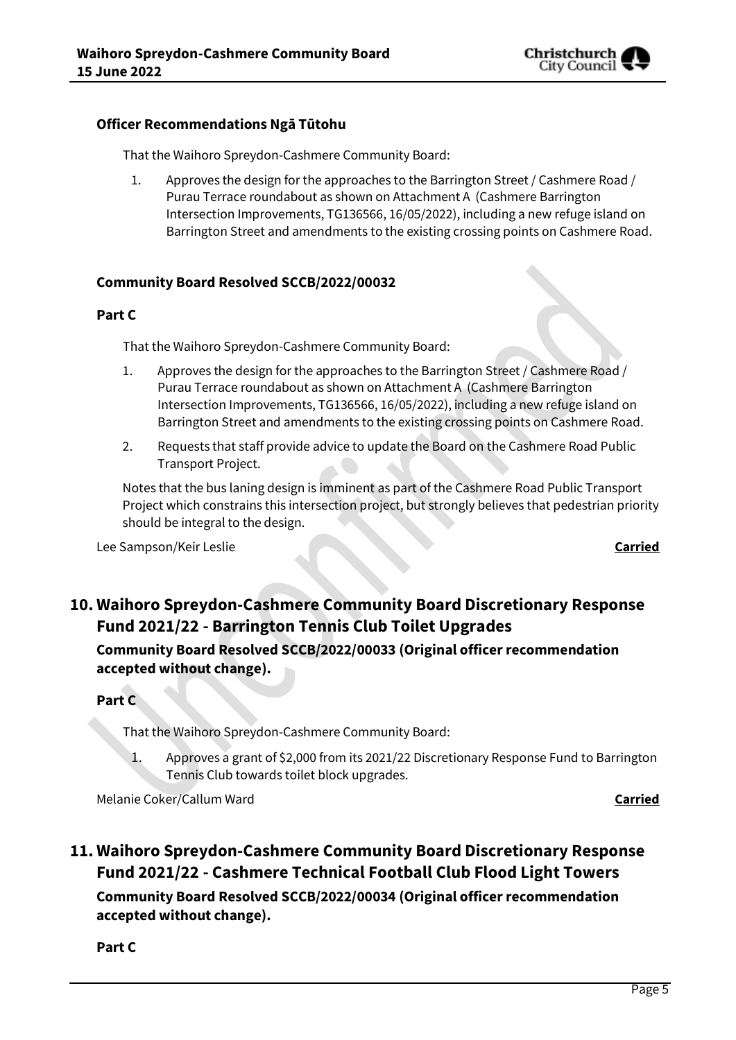**Officer Recommendations Ngā Tūtohu**

That the Waihoro Spreydon-Cashmere Community Board:

1. Approves the design for the approaches to the Barrington Street / Cashmere Road / Purau Terrace roundabout as shown on Attachment A (Cashmere Barrington Intersection Improvements, TG136566, 16/05/2022), including a new refuge island on Barrington Street and amendments to the existing crossing points on Cashmere Road.

**Community Board Resolved SCCB/2022/00032**

**Part C**

That the Waihoro Spreydon-Cashmere Community Board:

1. Approves the design for the approaches to the Barrington Street / Cashmere Road / Purau Terrace roundabout as shown on Attachment A (Cashmere Barrington Intersection Improvements, TG136566, 16/05/2022), including a new refuge island on Barrington Street and amendments to the existing crossing points on Cashmere Road.
2. Requests that staff provide advice to update the Board on the Cashmere Road Public Transport Project.

Notes that the bus laning design is imminent as part of the Cashmere Road Public Transport Project which constrains this intersection project, but strongly believes that pedestrian priority should be integral to the design.

Lee Sampson/Keir Leslie **Carried**

## 10. Waihoro Spreydon-Cashmere Community Board Discretionary Response Fund 2021/22 - Barrington Tennis Club Toilet Upgrades

**Community Board Resolved SCCB/2022/00033 (Original officer recommendation accepted without change).**

**Part C**

That the Waihoro Spreydon-Cashmere Community Board:

1. Approves a grant of $2,000 from its 2021/22 Discretionary Response Fund to Barrington Tennis Club towards toilet block upgrades.

Melanie Coker/Callum Ward **Carried**

## 11. Waihoro Spreydon-Cashmere Community Board Discretionary Response Fund 2021/22 - Cashmere Technical Football Club Flood Light Towers

**Community Board Resolved SCCB/2022/00034 (Original officer recommendation accepted without change).**

**Part C**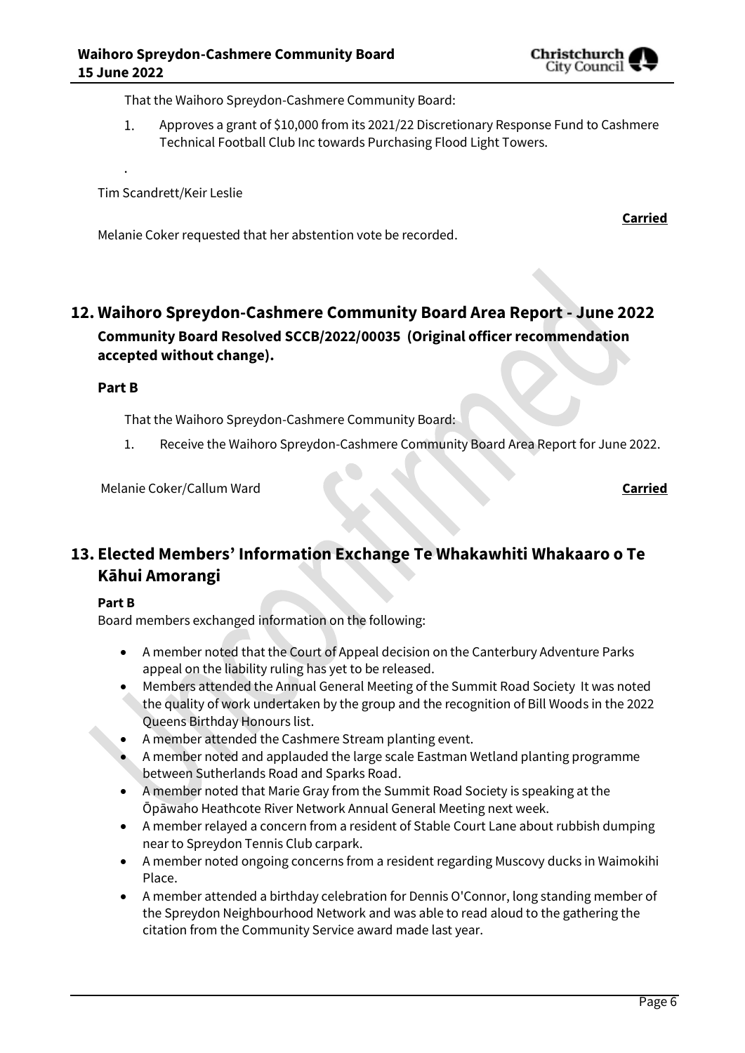That the Waihoro Spreydon-Cashmere Community Board:

1. Approves a grant of $10,000 from its 2021/22 Discretionary Response Fund to Cashmere Technical Football Club Inc towards Purchasing Flood Light Towers.

.

Tim Scandrett/Keir Leslie

**Carried**

Melanie Coker requested that her abstention vote be recorded.

## 12. Waihoro Spreydon-Cashmere Community Board Area Report - June 2022

### Community Board Resolved SCCB/2022/00035 (Original officer recommendation accepted without change).

**Part B**

That the Waihoro Spreydon-Cashmere Community Board:

1. Receive the Waihoro Spreydon-Cashmere Community Board Area Report for June 2022.

Melanie Coker/Callum Ward **Carried**

## 13. Elected Members' Information Exchange Te Whakawhiti Whakaaro o Te Kāhui Amorangi

**Part B**

Board members exchanged information on the following:

- A member noted that the Court of Appeal decision on the Canterbury Adventure Parks appeal on the liability ruling has yet to be released.
- Members attended the Annual General Meeting of the Summit Road Society It was noted the quality of work undertaken by the group and the recognition of Bill Woods in the 2022 Queens Birthday Honours list.
- A member attended the Cashmere Stream planting event.
- A member noted and applauded the large scale Eastman Wetland planting programme between Sutherlands Road and Sparks Road.
- A member noted that Marie Gray from the Summit Road Society is speaking at the Ōpāwaho Heathcote River Network Annual General Meeting next week.
- A member relayed a concern from a resident of Stable Court Lane about rubbish dumping near to Spreydon Tennis Club carpark.
- A member noted ongoing concerns from a resident regarding Muscovy ducks in Waimokihi Place.
- A member attended a birthday celebration for Dennis O'Connor, long standing member of the Spreydon Neighbourhood Network and was able to read aloud to the gathering the citation from the Community Service award made last year.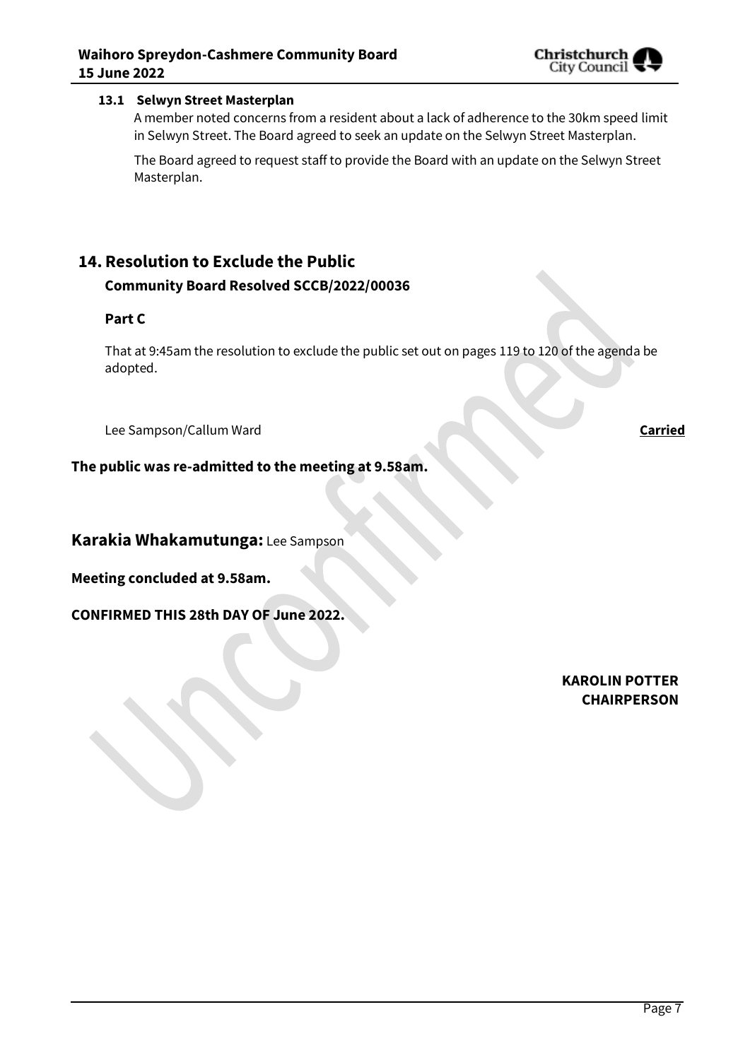### 13.1 Selwyn Street Masterplan

A member noted concerns from a resident about a lack of adherence to the 30km speed limit in Selwyn Street. The Board agreed to seek an update on the Selwyn Street Masterplan.

The Board agreed to request staff to provide the Board with an update on the Selwyn Street Masterplan.

## 14. Resolution to Exclude the Public

### Community Board Resolved SCCB/2022/00036

**Part C**

That at 9:45am the resolution to exclude the public set out on pages 119 to 120 of the agenda be adopted.

Lee Sampson/Callum Ward **Carried**

**The public was re-admitted to the meeting at 9.58am.**

**Karakia Whakamutunga:** Lee Sampson

**Meeting concluded at 9.58am.**

**CONFIRMED THIS 28th DAY OF June 2022.**

**KAROLIN POTTER**
**CHAIRPERSON**

Unconfirmed